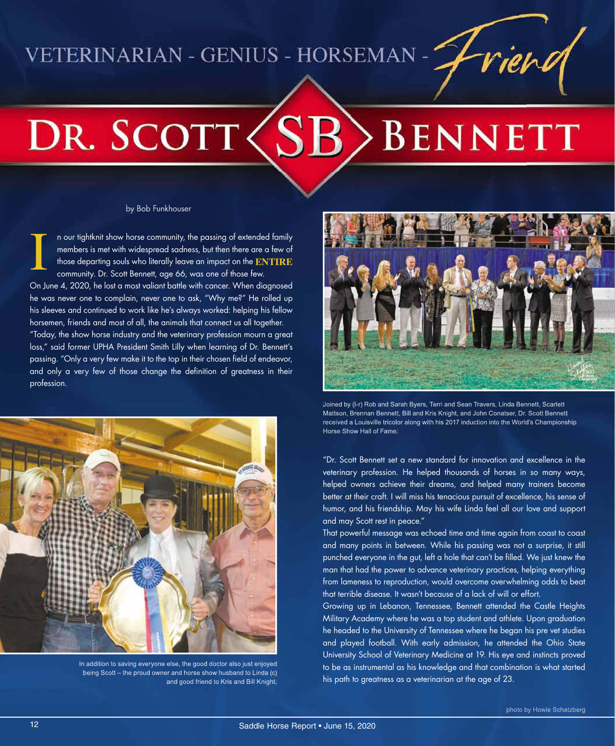VETERINARIAN - GENIUS - HORSEMAN - *Friend*

# DR. SCOTT SB BENNETT

by Bob Funkhouser

In our tightknit show horse community, the passing of extended family members is met with widespread sadness, but then there are a few of those departing souls who literally leave an impact on the **ENTIRE** community. Dr. Scott Bennett, age 66, was one of those few.

On June 4, 2020, he lost a most valiant battle with cancer. When diagnosed he was never one to complain, never one to ask, "Why me?" He rolled up his sleeves and continued to work like he's always worked: helping his fellow horsemen, friends and most of all, the animals that connect us all together.

"Today, the show horse industry and the veterinary profession mourn a great loss," said former UPHA President Smith Lilly when learning of Dr. Bennett's passing. "Only a very few make it to the top in their chosen field of endeavor, and only a very few of those change the definition of greatness in their profession.

Joined by (l-r) Rob and Sarah Byers, Terri and Sean Travers, Linda Bennett, Scarlett Mattson, Brennan Bennett, Bill and Kris Knight, and John Conatser, Dr. Scott Bennett received a Louisville tricolor along with his 2017 induction into the World's Championship Horse Show Hall of Fame.

In addition to saving everyone else, the good doctor also just enjoyed being Scott – the proud owner and horse show husband to Linda (c) and good friend to Kris and Bill Knight.

"Dr. Scott Bennett set a new standard for innovation and excellence in the veterinary profession. He helped thousands of horses in so many ways, helped owners achieve their dreams, and helped many trainers become better at their craft. I will miss his tenacious pursuit of excellence, his sense of humor, and his friendship. May his wife Linda feel all our love and support and may Scott rest in peace."

That powerful message was echoed time and time again from coast to coast and many points in between. While his passing was not a surprise, it still punched everyone in the gut, left a hole that can't be filled. We just knew the man that had the power to advance veterinary practices, helping everything from lameness to reproduction, would overcome overwhelming odds to beat that terrible disease. It wasn't because of a lack of will or effort.

Growing up in Lebanon, Tennessee, Bennett attended the Castle Heights Military Academy where he was a top student and athlete. Upon graduation he headed to the University of Tennessee where he began his pre vet studies and played football. With early admission, he attended the Ohio State University School of Veterinary Medicine at 19. His eye and instincts proved to be as instrumental as his knowledge and that combination is what started his path to greatness as a veterinarian at the age of 23.

photo by Howie Schatzberg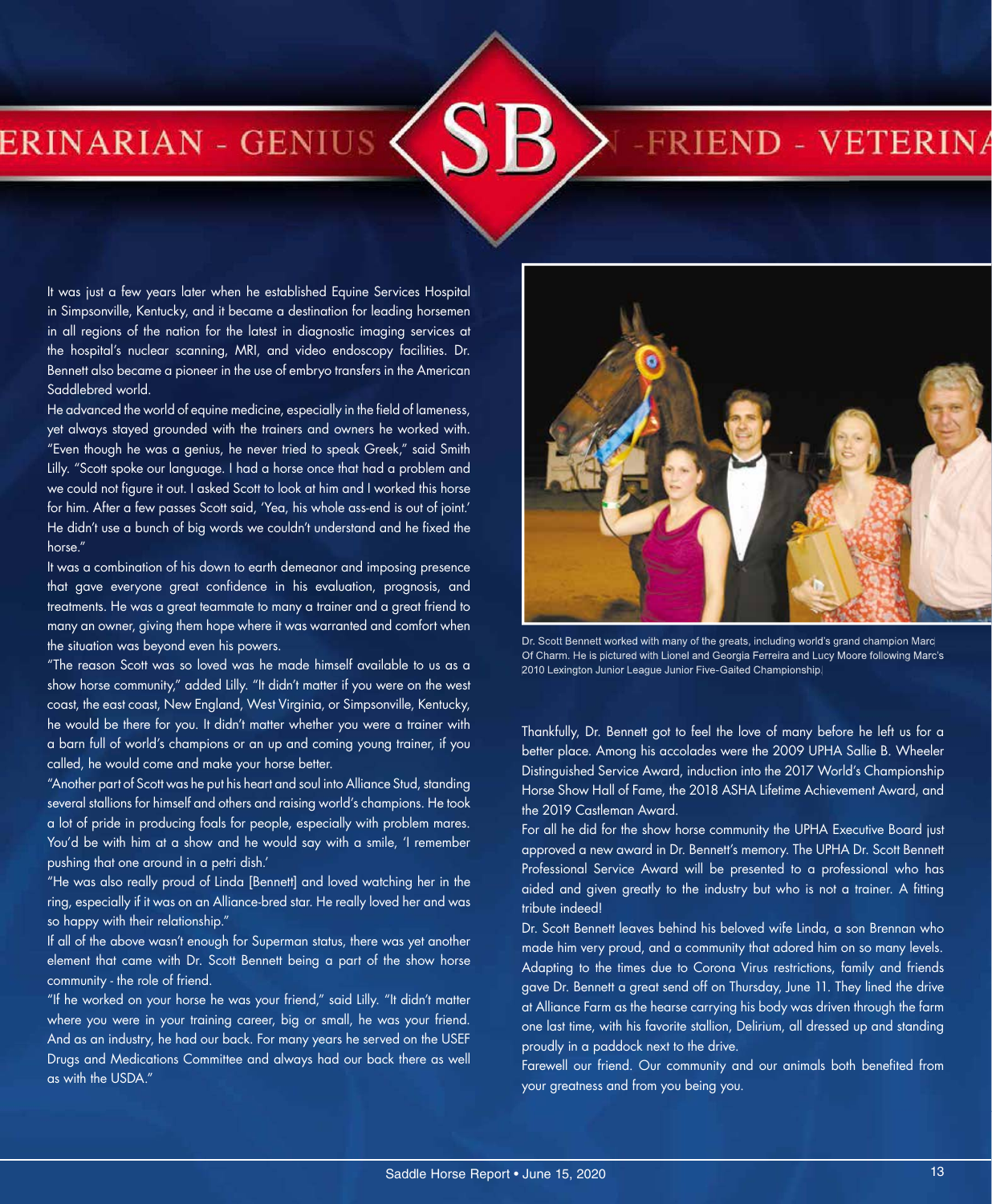It was just a few years later when he established Equine Services Hospital in Simpsonville, Kentucky, and it became a destination for leading horsemen in all regions of the nation for the latest in diagnostic imaging services at the hospital's nuclear scanning, MRI, and video endoscopy facilities. Dr. Bennett also became a pioneer in the use of embryo transfers in the American Saddlebred world.

He advanced the world of equine medicine, especially in the field of lameness, yet always stayed grounded with the trainers and owners he worked with. "Even though he was a genius, he never tried to speak Greek," said Smith Lilly. "Scott spoke our language. I had a horse once that had a problem and we could not figure it out. I asked Scott to look at him and I worked this horse for him. After a few passes Scott said, 'Yea, his whole ass-end is out of joint.' He didn't use a bunch of big words we couldn't understand and he fixed the horse."

It was a combination of his down to earth demeanor and imposing presence that gave everyone great confidence in his evaluation, prognosis, and treatments. He was a great teammate to many a trainer and a great friend to many an owner, giving them hope where it was warranted and comfort when the situation was beyond even his powers.

"The reason Scott was so loved was he made himself available to us as a show horse community," added Lilly. "It didn't matter if you were on the west coast, the east coast, New England, West Virginia, or Simpsonville, Kentucky, he would be there for you. It didn't matter whether you were a trainer with a barn full of world's champions or an up and coming young trainer, if you called, he would come and make your horse better.

"Another part of Scott was he put his heart and soul into Alliance Stud, standing several stallions for himself and others and raising world's champions. He took a lot of pride in producing foals for people, especially with problem mares. You'd be with him at a show and he would say with a smile, 'I remember pushing that one around in a petri dish.'

"He was also really proud of Linda [Bennett] and loved watching her in the ring, especially if it was on an Alliance-bred star. He really loved her and was so happy with their relationship."

If all of the above wasn't enough for Superman status, there was yet another element that came with Dr. Scott Bennett being a part of the show horse community - the role of friend.

"If he worked on your horse he was your friend," said Lilly. "It didn't matter where you were in your training career, big or small, he was your friend. And as an industry, he had our back. For many years he served on the USEF Drugs and Medications Committee and always had our back there as well as with the USDA."

Dr. Scott Bennett worked with many of the greats, including world's grand champion Marc Of Charm. He is pictured with Lionel and Georgia Ferreira and Lucy Moore following Marc's 2010 Lexington Junior League Junior Five-Gaited Championship.

Thankfully, Dr. Bennett got to feel the love of many before he left us for a better place. Among his accolades were the 2009 UPHA Sallie B. Wheeler Distinguished Service Award, induction into the 2017 World's Championship Horse Show Hall of Fame, the 2018 ASHA Lifetime Achievement Award, and the 2019 Castleman Award.

For all he did for the show horse community the UPHA Executive Board just approved a new award in Dr. Bennett's memory. The UPHA Dr. Scott Bennett Professional Service Award will be presented to a professional who has aided and given greatly to the industry but who is not a trainer. A fitting tribute indeed!

Dr. Scott Bennett leaves behind his beloved wife Linda, a son Brennan who made him very proud, and a community that adored him on so many levels. Adapting to the times due to Corona Virus restrictions, family and friends gave Dr. Bennett a great send off on Thursday, June 11. They lined the drive at Alliance Farm as the hearse carrying his body was driven through the farm one last time, with his favorite stallion, Delirium, all dressed up and standing proudly in a paddock next to the drive.

Farewell our friend. Our community and our animals both benefited from your greatness and from you being you.